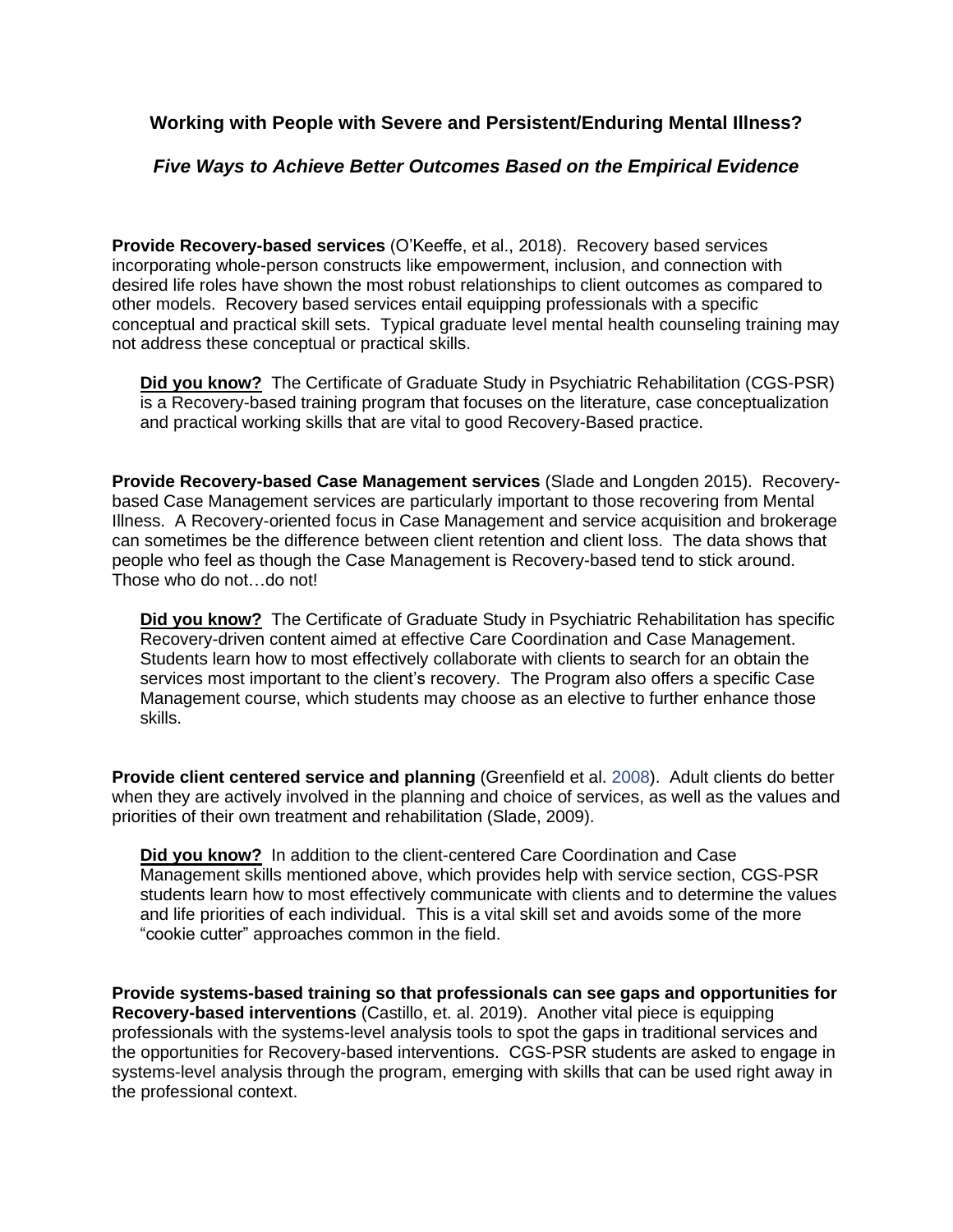### Working with People with Severe and Persistent/Enduring Mental Illness?

### *Five Ways to Achieve Better Outcomes Based on the Empirical Evidence*

**Provide Recovery-based services** (O'Keeffe, et al., 2018). Recovery based services incorporating whole-person constructs like empowerment, inclusion, and connection with desired life roles have shown the most robust relationships to client outcomes as compared to other models. Recovery based services entail equipping professionals with a specific conceptual and practical skill sets. Typical graduate level mental health counseling training may not address these conceptual or practical skills.

> **Did you know?** The Certificate of Graduate Study in Psychiatric Rehabilitation (CGS-PSR) is a Recovery-based training program that focuses on the literature, case conceptualization and practical working skills that are vital to good Recovery-Based practice.

**Provide Recovery-based Case Management services** (Slade and Longden 2015). Recovery-based Case Management services are particularly important to those recovering from Mental Illness. A Recovery-oriented focus in Case Management and service acquisition and brokerage can sometimes be the difference between client retention and client loss. The data shows that people who feel as though the Case Management is Recovery-based tend to stick around. Those who do not…do not!

> **Did you know?** The Certificate of Graduate Study in Psychiatric Rehabilitation has specific Recovery-driven content aimed at effective Care Coordination and Case Management. Students learn how to most effectively collaborate with clients to search for an obtain the services most important to the client's recovery. The Program also offers a specific Case Management course, which students may choose as an elective to further enhance those skills.

**Provide client centered service and planning** (Greenfield et al. 2008). Adult clients do better when they are actively involved in the planning and choice of services, as well as the values and priorities of their own treatment and rehabilitation (Slade, 2009).

> **Did you know?** In addition to the client-centered Care Coordination and Case Management skills mentioned above, which provides help with service section, CGS-PSR students learn how to most effectively communicate with clients and to determine the values and life priorities of each individual. This is a vital skill set and avoids some of the more "cookie cutter" approaches common in the field.

**Provide systems-based training so that professionals can see gaps and opportunities for Recovery-based interventions** (Castillo, et. al. 2019). Another vital piece is equipping professionals with the systems-level analysis tools to spot the gaps in traditional services and the opportunities for Recovery-based interventions. CGS-PSR students are asked to engage in systems-level analysis through the program, emerging with skills that can be used right away in the professional context.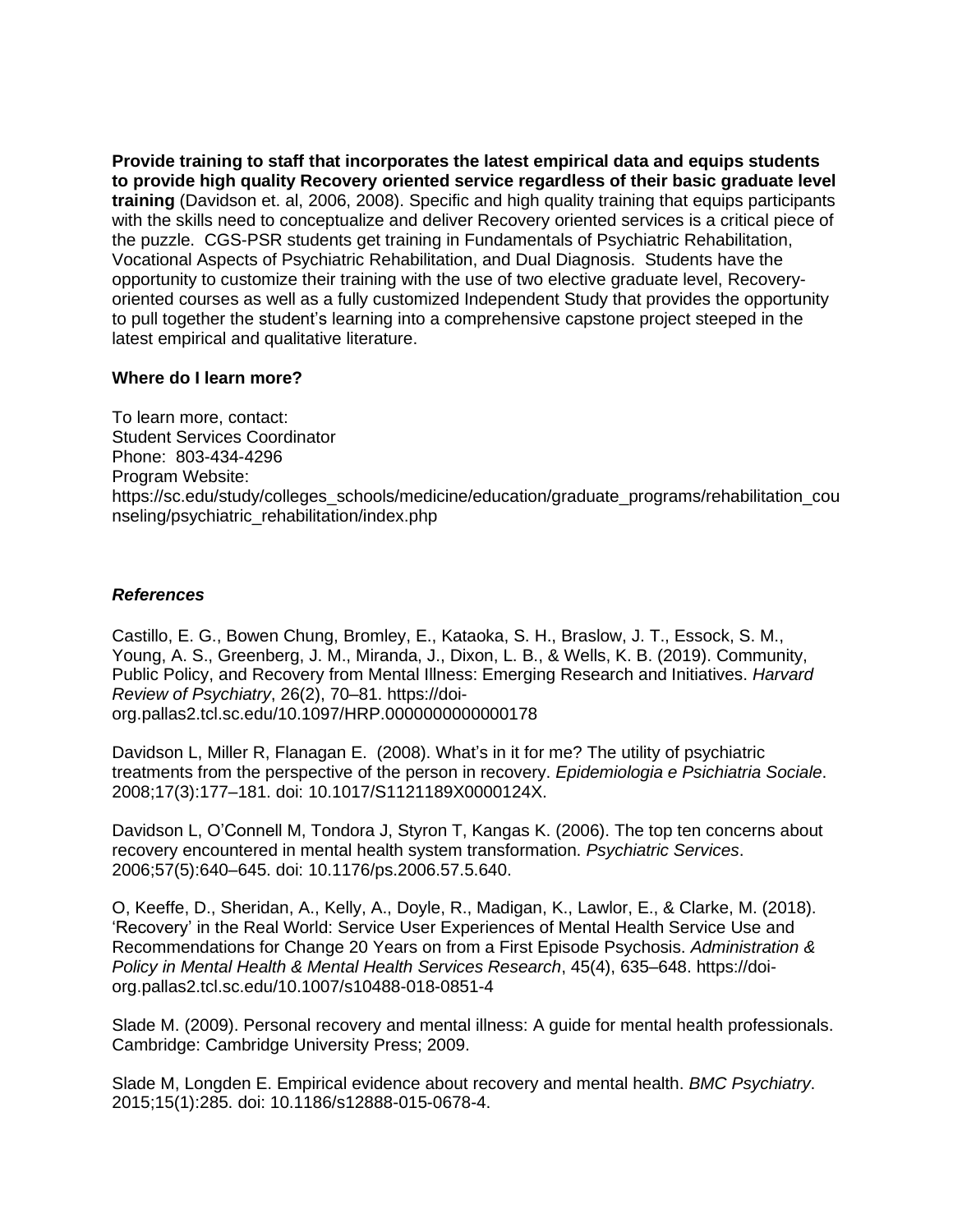**Provide training to staff that incorporates the latest empirical data and equips students to provide high quality Recovery oriented service regardless of their basic graduate level training** (Davidson et. al, 2006, 2008). Specific and high quality training that equips participants with the skills need to conceptualize and deliver Recovery oriented services is a critical piece of the puzzle. CGS-PSR students get training in Fundamentals of Psychiatric Rehabilitation, Vocational Aspects of Psychiatric Rehabilitation, and Dual Diagnosis. Students have the opportunity to customize their training with the use of two elective graduate level, Recovery-oriented courses as well as a fully customized Independent Study that provides the opportunity to pull together the student's learning into a comprehensive capstone project steeped in the latest empirical and qualitative literature.

**Where do I learn more?**

To learn more, contact:
Student Services Coordinator
Phone: 803-434-4296
Program Website:
https://sc.edu/study/colleges_schools/medicine/education/graduate_programs/rehabilitation_counseling/psychiatric_rehabilitation/index.php

***References***

Castillo, E. G., Bowen Chung, Bromley, E., Kataoka, S. H., Braslow, J. T., Essock, S. M., Young, A. S., Greenberg, J. M., Miranda, J., Dixon, L. B., & Wells, K. B. (2019). Community, Public Policy, and Recovery from Mental Illness: Emerging Research and Initiatives. *Harvard Review of Psychiatry*, 26(2), 70–81. https://doi-org.pallas2.tcl.sc.edu/10.1097/HRP.0000000000000178

Davidson L, Miller R, Flanagan E. (2008). What's in it for me? The utility of psychiatric treatments from the perspective of the person in recovery. *Epidemiologia e Psichiatria Sociale*. 2008;17(3):177–181. doi: 10.1017/S1121189X0000124X.

Davidson L, O'Connell M, Tondora J, Styron T, Kangas K. (2006). The top ten concerns about recovery encountered in mental health system transformation. *Psychiatric Services*. 2006;57(5):640–645. doi: 10.1176/ps.2006.57.5.640.

O, Keeffe, D., Sheridan, A., Kelly, A., Doyle, R., Madigan, K., Lawlor, E., & Clarke, M. (2018). 'Recovery' in the Real World: Service User Experiences of Mental Health Service Use and Recommendations for Change 20 Years on from a First Episode Psychosis. *Administration & Policy in Mental Health & Mental Health Services Research*, 45(4), 635–648. https://doi-org.pallas2.tcl.sc.edu/10.1007/s10488-018-0851-4

Slade M. (2009). Personal recovery and mental illness: A guide for mental health professionals. Cambridge: Cambridge University Press; 2009.

Slade M, Longden E. Empirical evidence about recovery and mental health. *BMC Psychiatry*. 2015;15(1):285. doi: 10.1186/s12888-015-0678-4.